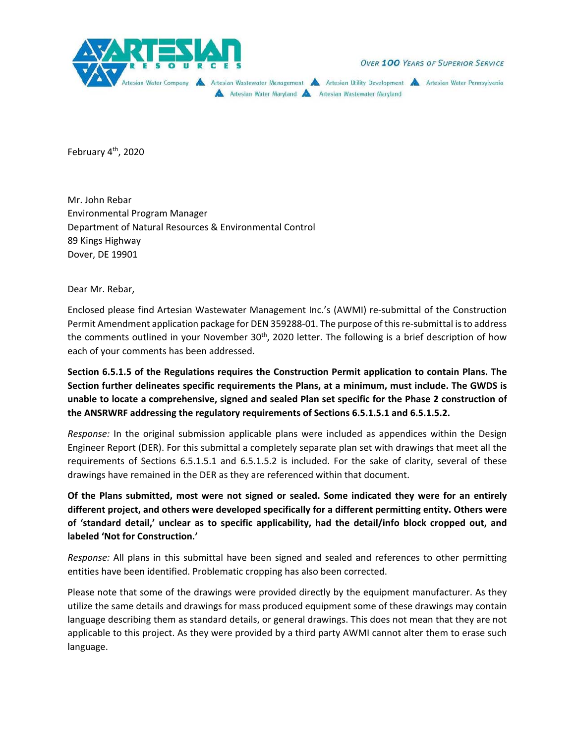**ARTESIAN RESOURCES**

Artesian Water Company ▲ Artesian Wastewater Management ▲ Artesian Utility Development ▲ Artesian Water Pennsylvania ▲ Artesian Water Maryland ▲ Artesian Wastewater Maryland

*Over 100 Years of Superior Service*

February 4th, 2020

Mr. John Rebar
Environmental Program Manager
Department of Natural Resources & Environmental Control
89 Kings Highway
Dover, DE 19901

Dear Mr. Rebar,

Enclosed please find Artesian Wastewater Management Inc.'s (AWMI) re-submittal of the Construction Permit Amendment application package for DEN 359288-01. The purpose of this re-submittal is to address the comments outlined in your November 30th, 2020 letter. The following is a brief description of how each of your comments has been addressed.

**Section 6.5.1.5 of the Regulations requires the Construction Permit application to contain Plans. The Section further delineates specific requirements the Plans, at a minimum, must include. The GWDS is unable to locate a comprehensive, signed and sealed Plan set specific for the Phase 2 construction of the ANSRWRF addressing the regulatory requirements of Sections 6.5.1.5.1 and 6.5.1.5.2.**

*Response:* In the original submission applicable plans were included as appendices within the Design Engineer Report (DER). For this submittal a completely separate plan set with drawings that meet all the requirements of Sections 6.5.1.5.1 and 6.5.1.5.2 is included. For the sake of clarity, several of these drawings have remained in the DER as they are referenced within that document.

**Of the Plans submitted, most were not signed or sealed. Some indicated they were for an entirely different project, and others were developed specifically for a different permitting entity. Others were of 'standard detail,' unclear as to specific applicability, had the detail/info block cropped out, and labeled 'Not for Construction.'**

*Response:* All plans in this submittal have been signed and sealed and references to other permitting entities have been identified. Problematic cropping has also been corrected.

Please note that some of the drawings were provided directly by the equipment manufacturer. As they utilize the same details and drawings for mass produced equipment some of these drawings may contain language describing them as standard details, or general drawings. This does not mean that they are not applicable to this project. As they were provided by a third party AWMI cannot alter them to erase such language.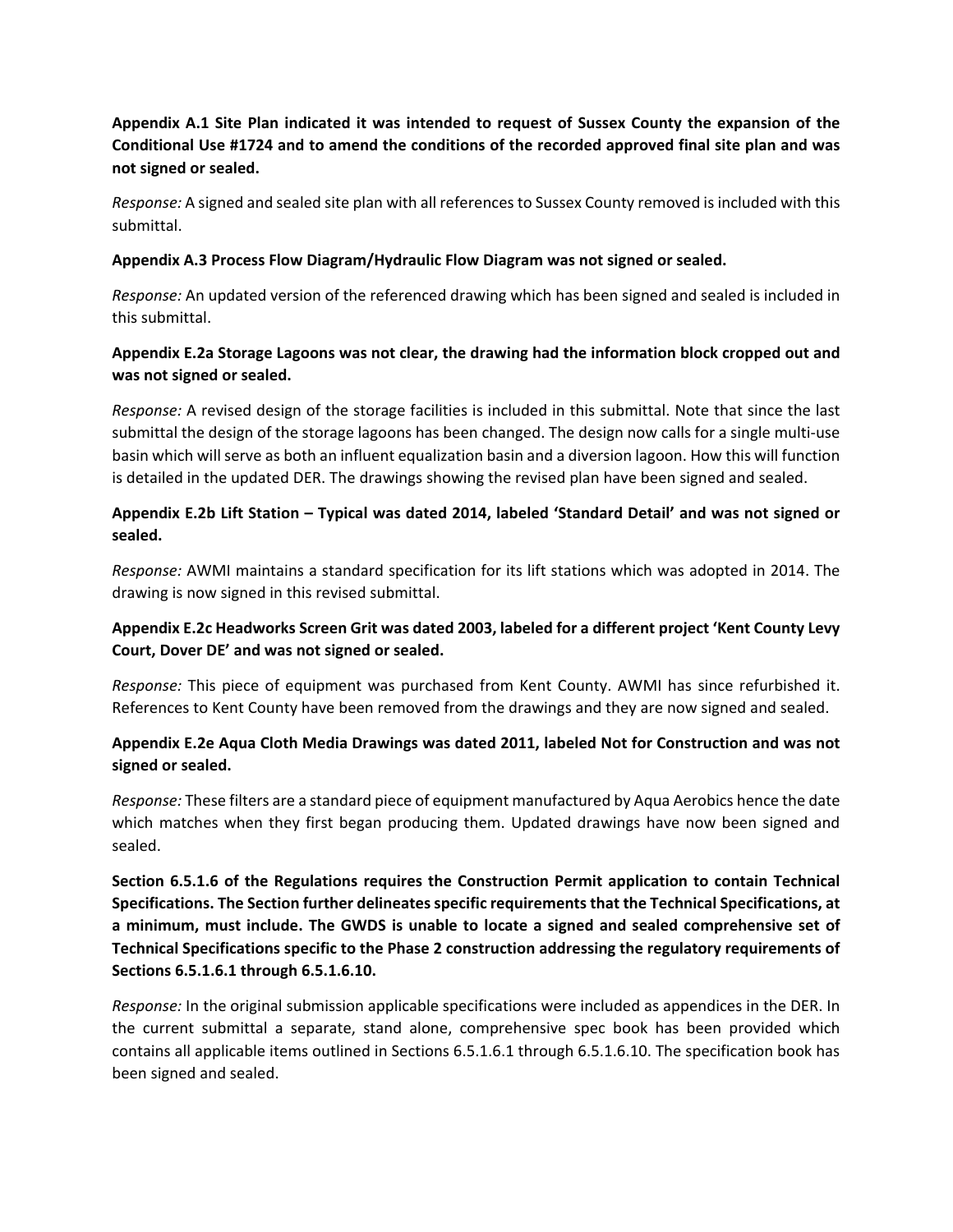**Appendix A.1 Site Plan indicated it was intended to request of Sussex County the expansion of the Conditional Use #1724 and to amend the conditions of the recorded approved final site plan and was not signed or sealed.**

*Response:* A signed and sealed site plan with all references to Sussex County removed is included with this submittal.

**Appendix A.3 Process Flow Diagram/Hydraulic Flow Diagram was not signed or sealed.**

*Response:* An updated version of the referenced drawing which has been signed and sealed is included in this submittal.

**Appendix E.2a Storage Lagoons was not clear, the drawing had the information block cropped out and was not signed or sealed.**

*Response:* A revised design of the storage facilities is included in this submittal. Note that since the last submittal the design of the storage lagoons has been changed. The design now calls for a single multi-use basin which will serve as both an influent equalization basin and a diversion lagoon. How this will function is detailed in the updated DER. The drawings showing the revised plan have been signed and sealed.

**Appendix E.2b Lift Station – Typical was dated 2014, labeled 'Standard Detail' and was not signed or sealed.**

*Response:* AWMI maintains a standard specification for its lift stations which was adopted in 2014. The drawing is now signed in this revised submittal.

**Appendix E.2c Headworks Screen Grit was dated 2003, labeled for a different project 'Kent County Levy Court, Dover DE' and was not signed or sealed.**

*Response:* This piece of equipment was purchased from Kent County. AWMI has since refurbished it. References to Kent County have been removed from the drawings and they are now signed and sealed.

**Appendix E.2e Aqua Cloth Media Drawings was dated 2011, labeled Not for Construction and was not signed or sealed.**

*Response:* These filters are a standard piece of equipment manufactured by Aqua Aerobics hence the date which matches when they first began producing them. Updated drawings have now been signed and sealed.

**Section 6.5.1.6 of the Regulations requires the Construction Permit application to contain Technical Specifications. The Section further delineates specific requirements that the Technical Specifications, at a minimum, must include. The GWDS is unable to locate a signed and sealed comprehensive set of Technical Specifications specific to the Phase 2 construction addressing the regulatory requirements of Sections 6.5.1.6.1 through 6.5.1.6.10.**

*Response:* In the original submission applicable specifications were included as appendices in the DER. In the current submittal a separate, stand alone, comprehensive spec book has been provided which contains all applicable items outlined in Sections 6.5.1.6.1 through 6.5.1.6.10. The specification book has been signed and sealed.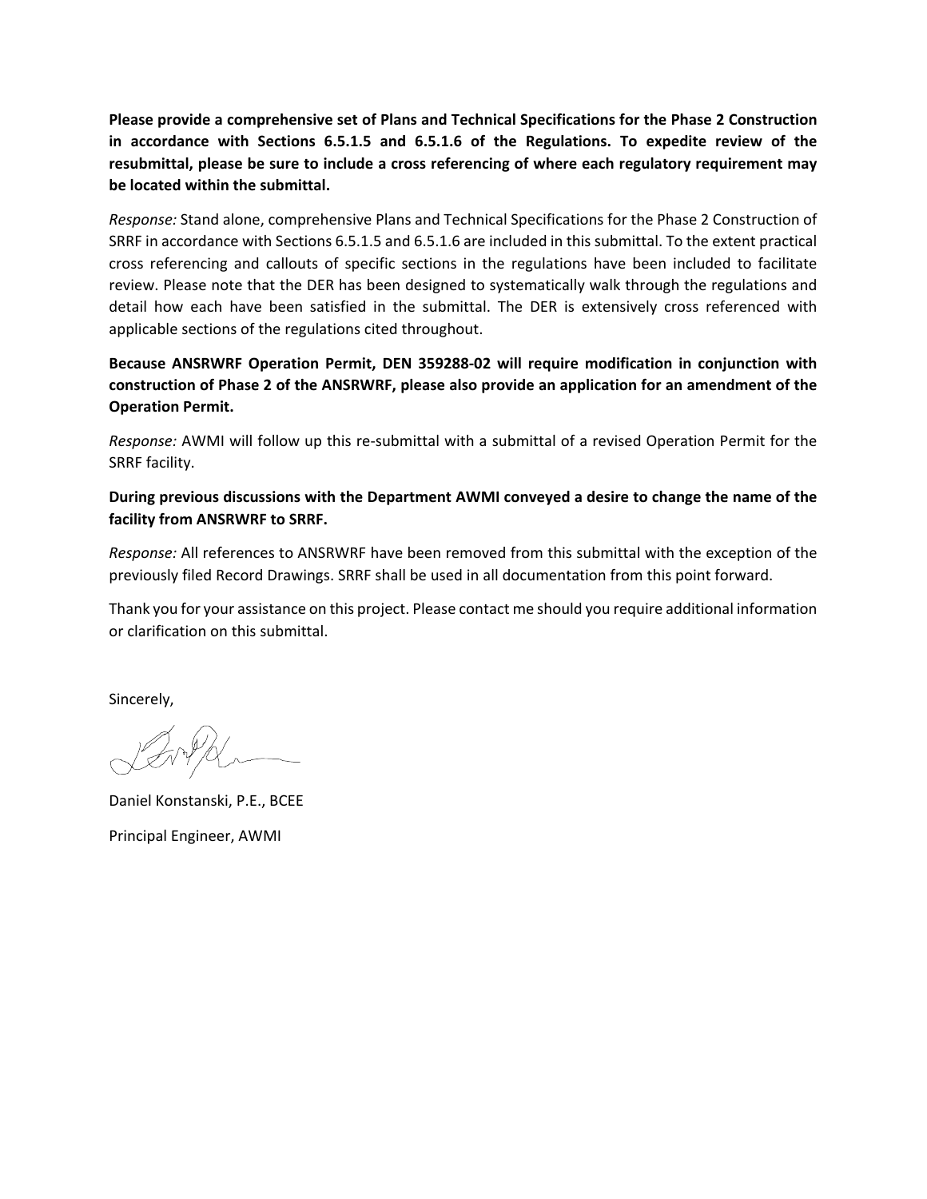**Please provide a comprehensive set of Plans and Technical Specifications for the Phase 2 Construction in accordance with Sections 6.5.1.5 and 6.5.1.6 of the Regulations. To expedite review of the resubmittal, please be sure to include a cross referencing of where each regulatory requirement may be located within the submittal.**

*Response:* Stand alone, comprehensive Plans and Technical Specifications for the Phase 2 Construction of SRRF in accordance with Sections 6.5.1.5 and 6.5.1.6 are included in this submittal. To the extent practical cross referencing and callouts of specific sections in the regulations have been included to facilitate review. Please note that the DER has been designed to systematically walk through the regulations and detail how each have been satisfied in the submittal. The DER is extensively cross referenced with applicable sections of the regulations cited throughout.

**Because ANSRWRF Operation Permit, DEN 359288-02 will require modification in conjunction with construction of Phase 2 of the ANSRWRF, please also provide an application for an amendment of the Operation Permit.**

*Response:* AWMI will follow up this re-submittal with a submittal of a revised Operation Permit for the SRRF facility.

**During previous discussions with the Department AWMI conveyed a desire to change the name of the facility from ANSRWRF to SRRF.**

*Response:* All references to ANSRWRF have been removed from this submittal with the exception of the previously filed Record Drawings. SRRF shall be used in all documentation from this point forward.

Thank you for your assistance on this project. Please contact me should you require additional information or clarification on this submittal.

Sincerely,

Daniel Konstanski, P.E., BCEE

Principal Engineer, AWMI